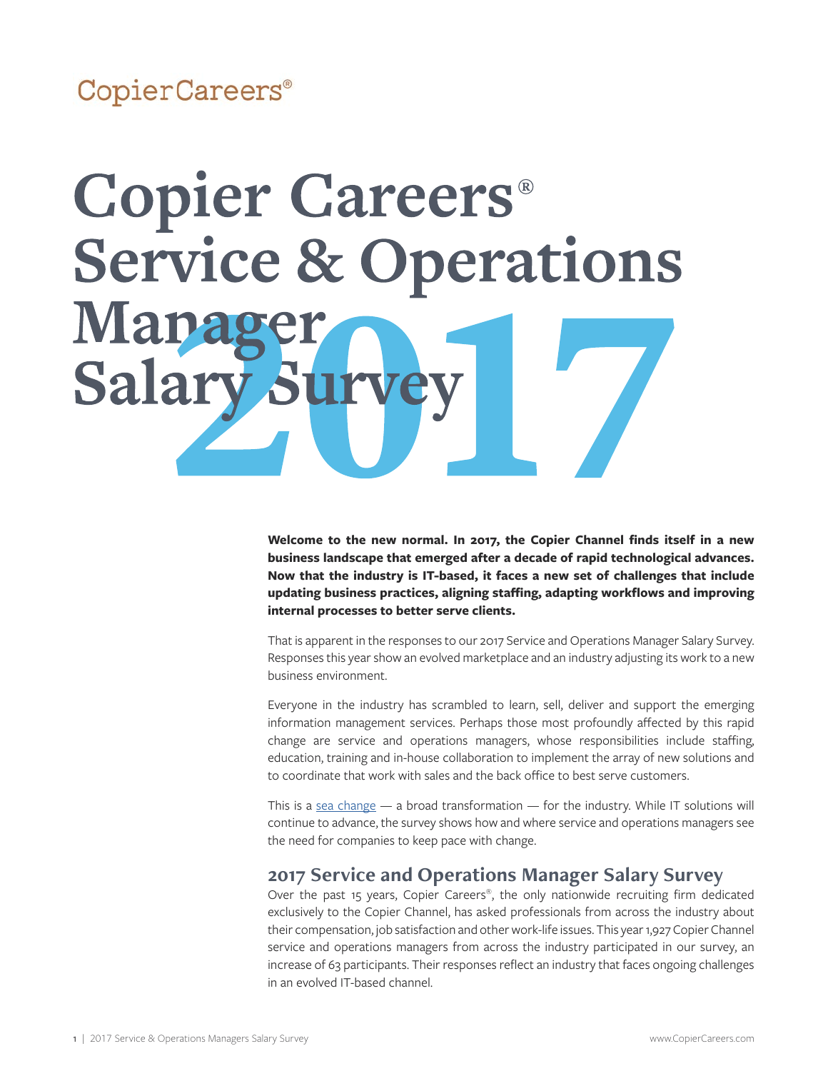CopierCareers®

# Copier Careers® Service & Operations Manager Salary Survey 2017

**Welcome to the new normal. In 2017, the Copier Channel finds itself in a new business landscape that emerged after a decade of rapid technological advances. Now that the industry is IT-based, it faces a new set of challenges that include updating business practices, aligning staffing, adapting workflows and improving internal processes to better serve clients.**

That is apparent in the responses to our 2017 Service and Operations Manager Salary Survey. Responses this year show an evolved marketplace and an industry adjusting its work to a new business environment.

Everyone in the industry has scrambled to learn, sell, deliver and support the emerging information management services. Perhaps those most profoundly affected by this rapid change are service and operations managers, whose responsibilities include staffing, education, training and in-house collaboration to implement the array of new solutions and to coordinate that work with sales and the back office to best serve customers.

This is a sea change — a broad transformation — for the industry. While IT solutions will continue to advance, the survey shows how and where service and operations managers see the need for companies to keep pace with change.

## 2017 Service and Operations Manager Salary Survey

Over the past 15 years, Copier Careers®, the only nationwide recruiting firm dedicated exclusively to the Copier Channel, has asked professionals from across the industry about their compensation, job satisfaction and other work-life issues. This year 1,927 Copier Channel service and operations managers from across the industry participated in our survey, an increase of 63 participants. Their responses reflect an industry that faces ongoing challenges in an evolved IT-based channel.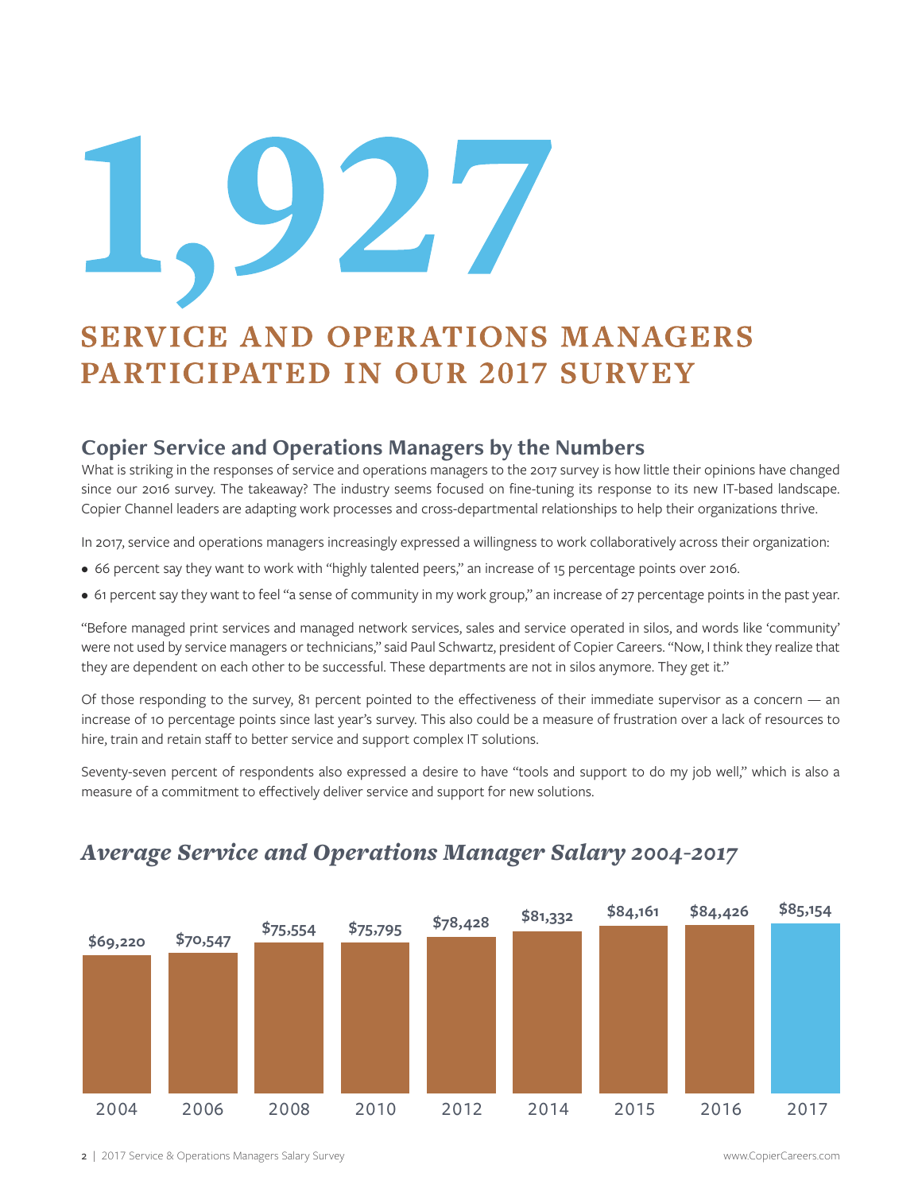# 1,927

## SERVICE AND OPERATIONS MANAGERS PARTICIPATED IN OUR 2017 SURVEY

### Copier Service and Operations Managers by the Numbers

What is striking in the responses of service and operations managers to the 2017 survey is how little their opinions have changed since our 2016 survey. The takeaway? The industry seems focused on fine-tuning its response to its new IT-based landscape. Copier Channel leaders are adapting work processes and cross-departmental relationships to help their organizations thrive.

In 2017, service and operations managers increasingly expressed a willingness to work collaboratively across their organization:

- 66 percent say they want to work with "highly talented peers," an increase of 15 percentage points over 2016.
- 61 percent say they want to feel "a sense of community in my work group," an increase of 27 percentage points in the past year.

"Before managed print services and managed network services, sales and service operated in silos, and words like 'community' were not used by service managers or technicians," said Paul Schwartz, president of Copier Careers. "Now, I think they realize that they are dependent on each other to be successful. These departments are not in silos anymore. They get it."

Of those responding to the survey, 81 percent pointed to the effectiveness of their immediate supervisor as a concern — an increase of 10 percentage points since last year's survey. This also could be a measure of frustration over a lack of resources to hire, train and retain staff to better service and support complex IT solutions.

Seventy-seven percent of respondents also expressed a desire to have "tools and support to do my job well," which is also a measure of a commitment to effectively deliver service and support for new solutions.

## *Average Service and Operations Manager Salary 2004-2017*

| Year | Average Salary |
|---|---|
| 2004 | $69,220 |
| 2006 | $70,547 |
| 2008 | $75,554 |
| 2010 | $75,795 |
| 2012 | $78,428 |
| 2014 | $81,332 |
| 2015 | $84,161 |
| 2016 | $84,426 |
| 2017 | $85,154 |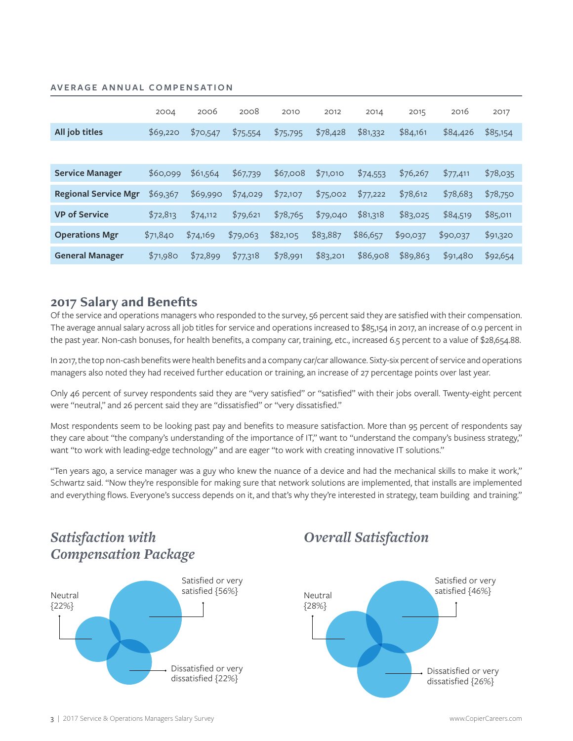AVERAGE ANNUAL COMPENSATION

| | 2004 | 2006 | 2008 | 2010 | 2012 | 2014 | 2015 | 2016 | 2017 |
|---|---|---|---|---|---|---|---|---|---|
| **All job titles** | $69,220 | $70,547 | $75,554 | $75,795 | $78,428 | $81,332 | $84,161 | $84,426 | $85,154 |
| | | | | | | | | | |
| **Service Manager** | $60,099 | $61,564 | $67,739 | $67,008 | $71,010 | $74,553 | $76,267 | $77,411 | $78,035 |
| **Regional Service Mgr** | $69,367 | $69,990 | $74,029 | $72,107 | $75,002 | $77,222 | $78,612 | $78,683 | $78,750 |
| **VP of Service** | $72,813 | $74,112 | $79,621 | $78,765 | $79,040 | $81,318 | $83,025 | $84,519 | $85,011 |
| **Operations Mgr** | $71,840 | $74,169 | $79,063 | $82,105 | $83,887 | $86,657 | $90,037 | $90,037 | $91,320 |
| **General Manager** | $71,980 | $72,899 | $77,318 | $78,991 | $83,201 | $86,908 | $89,863 | $91,480 | $92,654 |

## 2017 Salary and Benefits

Of the service and operations managers who responded to the survey, 56 percent said they are satisfied with their compensation. The average annual salary across all job titles for service and operations increased to $85,154 in 2017, an increase of 0.9 percent in the past year. Non-cash bonuses, for health benefits, a company car, training, etc., increased 6.5 percent to a value of $28,654.88.

In 2017, the top non-cash benefits were health benefits and a company car/car allowance. Sixty-six percent of service and operations managers also noted they had received further education or training, an increase of 27 percentage points over last year.

Only 46 percent of survey respondents said they are "very satisfied" or "satisfied" with their jobs overall. Twenty-eight percent were "neutral," and 26 percent said they are "dissatisfied" or "very dissatisfied."

Most respondents seem to be looking past pay and benefits to measure satisfaction. More than 95 percent of respondents say they care about "the company's understanding of the importance of IT," want to "understand the company's business strategy," want "to work with leading-edge technology" and are eager "to work with creating innovative IT solutions."

"Ten years ago, a service manager was a guy who knew the nuance of a device and had the mechanical skills to make it work," Schwartz said. "Now they're responsible for making sure that network solutions are implemented, that installs are implemented and everything flows. Everyone's success depends on it, and that's why they're interested in strategy, team building and training."

### *Satisfaction with Compensation Package*

- Satisfied or very satisfied {56%}
- Neutral {22%}
- Dissatisfied or very dissatisfied {22%}

### *Overall Satisfaction*

- Satisfied or very satisfied {46%}
- Neutral {28%}
- Dissatisfied or very dissatisfied {26%}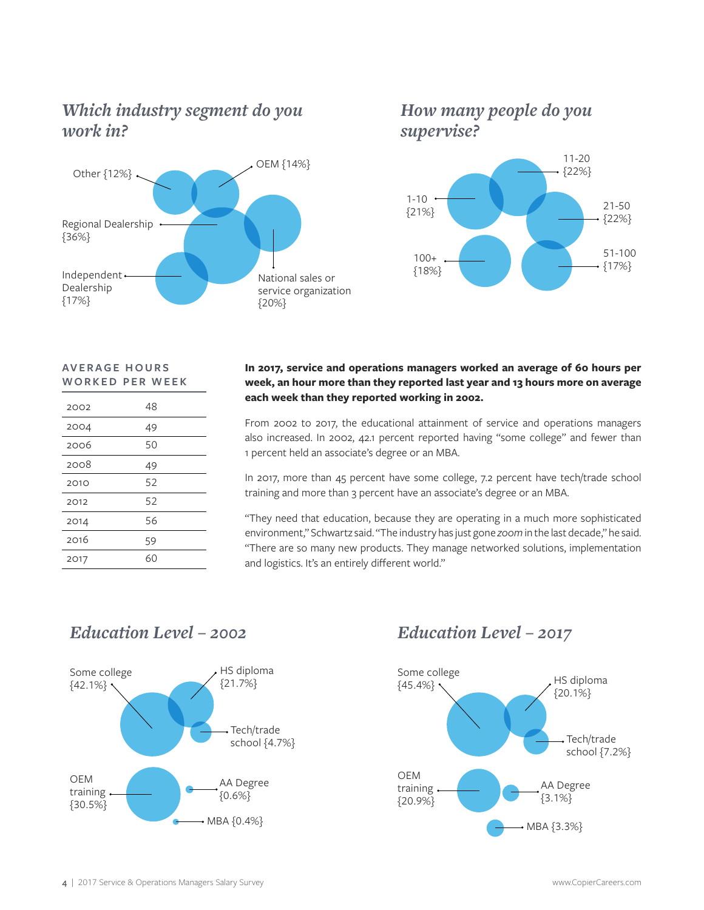## *Which industry segment do you work in?*

Other {12%}

OEM {14%}

Regional Dealership {36%}

Independent Dealership {17%}

National sales or service organization {20%}

## *How many people do you supervise?*

1-10 {21%}

11-20 {22%}

21-50 {22%}

100+ {18%}

51-100 {17%}

### AVERAGE HOURS WORKED PER WEEK

| Year | Hours |
|---|---|
| 2002 | 48 |
| 2004 | 49 |
| 2006 | 50 |
| 2008 | 49 |
| 2010 | 52 |
| 2012 | 52 |
| 2014 | 56 |
| 2016 | 59 |
| 2017 | 60 |

**In 2017, service and operations managers worked an average of 60 hours per week, an hour more than they reported last year and 13 hours more on average each week than they reported working in 2002.**

From 2002 to 2017, the educational attainment of service and operations managers also increased. In 2002, 42.1 percent reported having "some college" and fewer than 1 percent held an associate's degree or an MBA.

In 2017, more than 45 percent have some college, 7.2 percent have tech/trade school training and more than 3 percent have an associate's degree or an MBA.

"They need that education, because they are operating in a much more sophisticated environment," Schwartz said. "The industry has just gone *zoom* in the last decade," he said. "There are so many new products. They manage networked solutions, implementation and logistics. It's an entirely different world."

## *Education Level – 2002*

Some college {42.1%}

HS diploma {21.7%}

Tech/trade school {4.7%}

OEM training {30.5%}

AA Degree {0.6%}

MBA {0.4%}

## *Education Level – 2017*

Some college {45.4%}

HS diploma {20.1%}

Tech/trade school {7.2%}

OEM training {20.9%}

AA Degree {3.1%}

MBA {3.3%}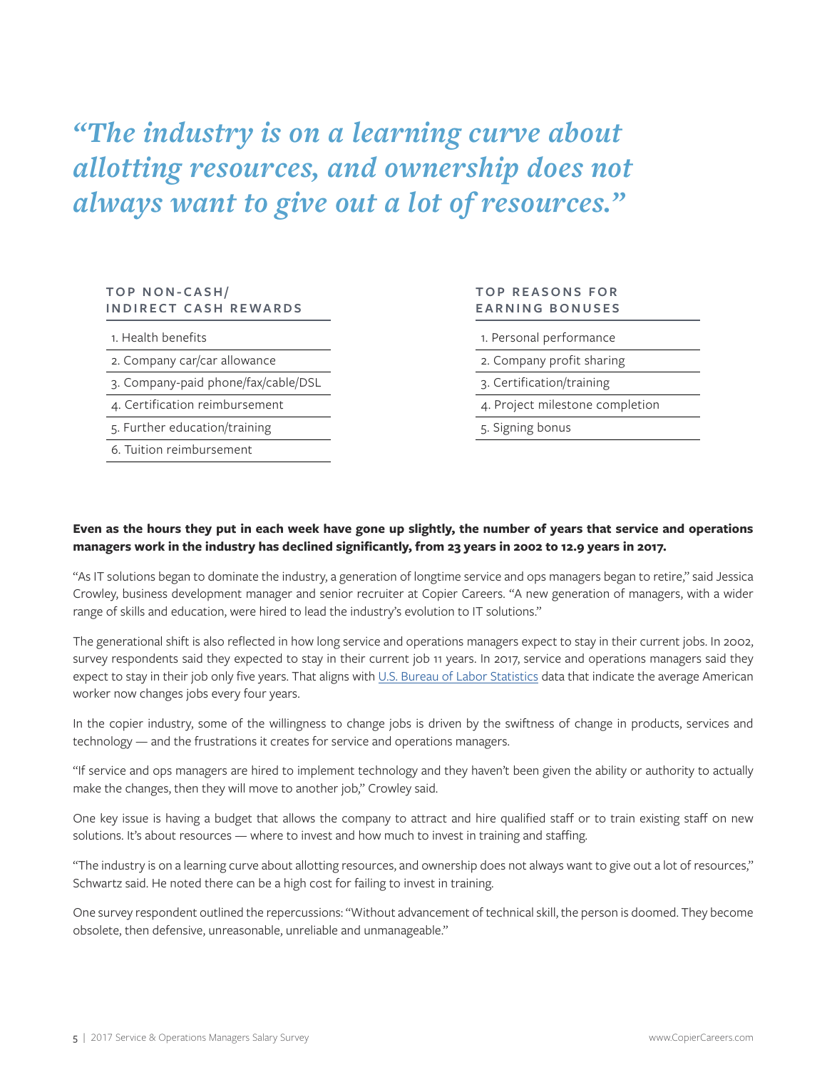*"The industry is on a learning curve about allotting resources, and ownership does not always want to give out a lot of resources."*

**TOP NON-CASH/ INDIRECT CASH REWARDS**

1. Health benefits
2. Company car/car allowance
3. Company-paid phone/fax/cable/DSL
4. Certification reimbursement
5. Further education/training
6. Tuition reimbursement

**TOP REASONS FOR EARNING BONUSES**

1. Personal performance
2. Company profit sharing
3. Certification/training
4. Project milestone completion
5. Signing bonus

**Even as the hours they put in each week have gone up slightly, the number of years that service and operations managers work in the industry has declined significantly, from 23 years in 2002 to 12.9 years in 2017.**

"As IT solutions began to dominate the industry, a generation of longtime service and ops managers began to retire," said Jessica Crowley, business development manager and senior recruiter at Copier Careers. "A new generation of managers, with a wider range of skills and education, were hired to lead the industry's evolution to IT solutions."

The generational shift is also reflected in how long service and operations managers expect to stay in their current jobs. In 2002, survey respondents said they expected to stay in their current job 11 years. In 2017, service and operations managers said they expect to stay in their job only five years. That aligns with U.S. Bureau of Labor Statistics data that indicate the average American worker now changes jobs every four years.

In the copier industry, some of the willingness to change jobs is driven by the swiftness of change in products, services and technology — and the frustrations it creates for service and operations managers.

"If service and ops managers are hired to implement technology and they haven't been given the ability or authority to actually make the changes, then they will move to another job," Crowley said.

One key issue is having a budget that allows the company to attract and hire qualified staff or to train existing staff on new solutions. It's about resources — where to invest and how much to invest in training and staffing.

"The industry is on a learning curve about allotting resources, and ownership does not always want to give out a lot of resources," Schwartz said. He noted there can be a high cost for failing to invest in training.

One survey respondent outlined the repercussions: "Without advancement of technical skill, the person is doomed. They become obsolete, then defensive, unreasonable, unreliable and unmanageable."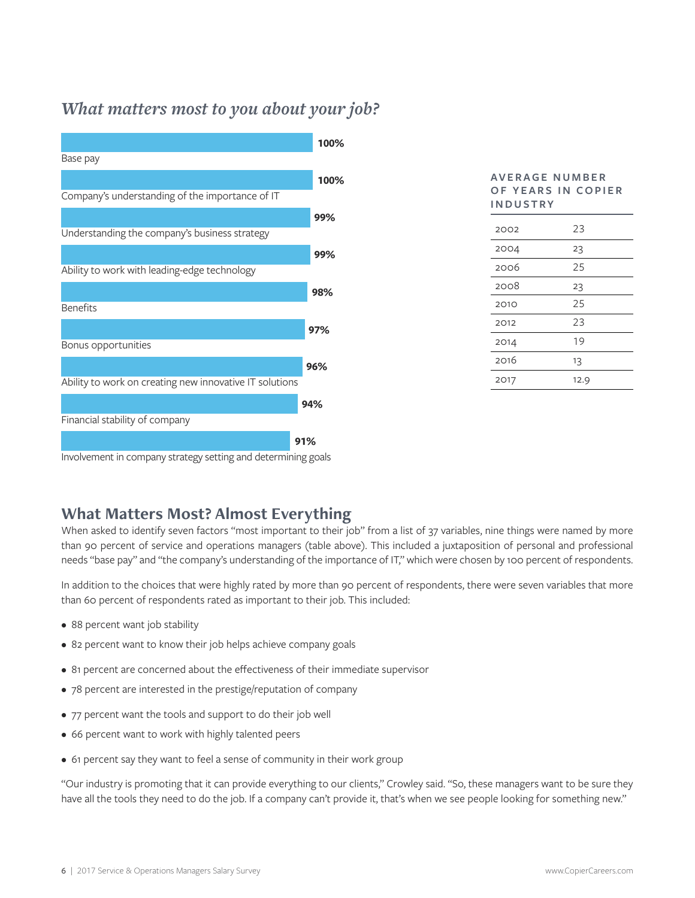### *What matters most to you about your job?*

| Factor | Percent |
|---|---|
| Base pay | 100% |
| Company's understanding of the importance of IT | 100% |
| Understanding the company's business strategy | 99% |
| Ability to work with leading-edge technology | 99% |
| Benefits | 98% |
| Bonus opportunities | 97% |
| Ability to work on creating new innovative IT solutions | 96% |
| Financial stability of company | 94% |
| Involvement in company strategy setting and determining goals | 91% |

**AVERAGE NUMBER OF YEARS IN COPIER INDUSTRY**

| Year | Years |
|---|---|
| 2002 | 23 |
| 2004 | 23 |
| 2006 | 25 |
| 2008 | 23 |
| 2010 | 25 |
| 2012 | 23 |
| 2014 | 19 |
| 2016 | 13 |
| 2017 | 12.9 |

## What Matters Most? Almost Everything

When asked to identify seven factors "most important to their job" from a list of 37 variables, nine things were named by more than 90 percent of service and operations managers (table above). This included a juxtaposition of personal and professional needs "base pay" and "the company's understanding of the importance of IT," which were chosen by 100 percent of respondents.

In addition to the choices that were highly rated by more than 90 percent of respondents, there were seven variables that more than 60 percent of respondents rated as important to their job. This included:

- 88 percent want job stability
- 82 percent want to know their job helps achieve company goals
- 81 percent are concerned about the effectiveness of their immediate supervisor
- 78 percent are interested in the prestige/reputation of company
- 77 percent want the tools and support to do their job well
- 66 percent want to work with highly talented peers
- 61 percent say they want to feel a sense of community in their work group

"Our industry is promoting that it can provide everything to our clients," Crowley said. "So, these managers want to be sure they have all the tools they need to do the job. If a company can't provide it, that's when we see people looking for something new."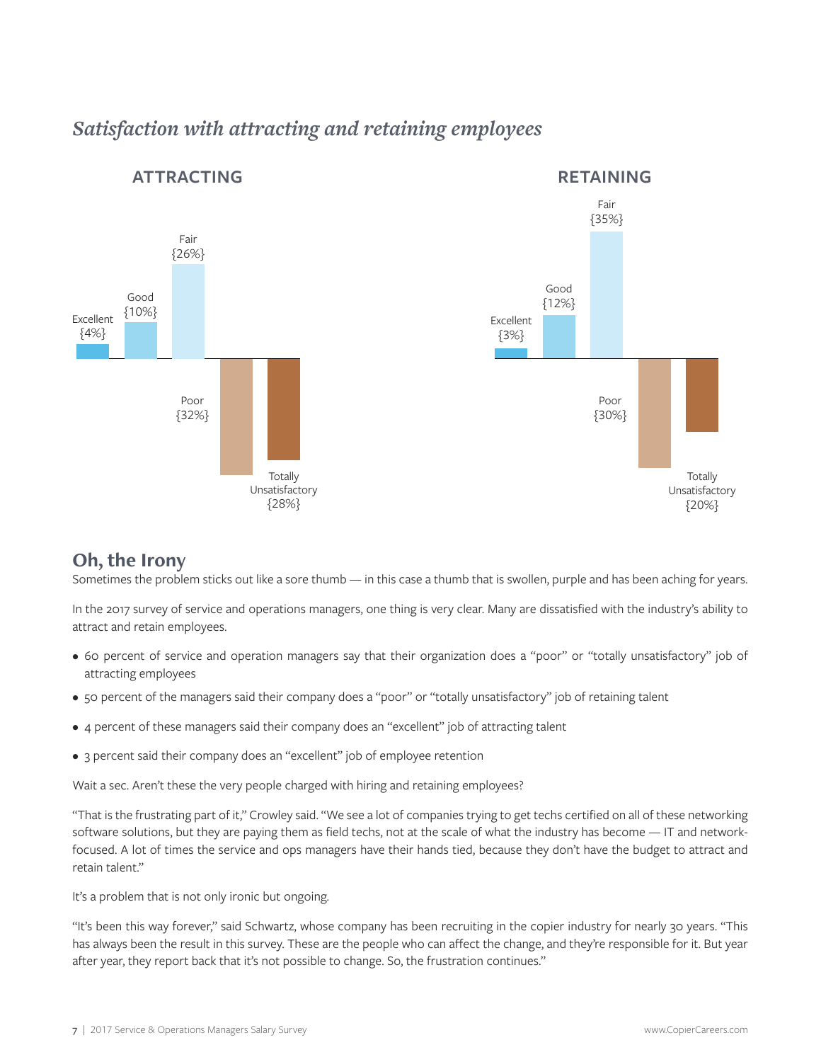## *Satisfaction with attracting and retaining employees*

**ATTRACTING**

Excellent {4%}

Good {10%}

Fair {26%}

Poor {32%}

Totally Unsatisfactory {28%}

**RETAINING**

Excellent {3%}

Good {12%}

Fair {35%}

Poor {30%}

Totally Unsatisfactory {20%}

## Oh, the Irony

Sometimes the problem sticks out like a sore thumb — in this case a thumb that is swollen, purple and has been aching for years.

In the 2017 survey of service and operations managers, one thing is very clear. Many are dissatisfied with the industry's ability to attract and retain employees.

- 60 percent of service and operation managers say that their organization does a "poor" or "totally unsatisfactory" job of attracting employees
- 50 percent of the managers said their company does a "poor" or "totally unsatisfactory" job of retaining talent
- 4 percent of these managers said their company does an "excellent" job of attracting talent
- 3 percent said their company does an "excellent" job of employee retention

Wait a sec. Aren't these the very people charged with hiring and retaining employees?

"That is the frustrating part of it," Crowley said. "We see a lot of companies trying to get techs certified on all of these networking software solutions, but they are paying them as field techs, not at the scale of what the industry has become — IT and network-focused. A lot of times the service and ops managers have their hands tied, because they don't have the budget to attract and retain talent."

It's a problem that is not only ironic but ongoing.

"It's been this way forever," said Schwartz, whose company has been recruiting in the copier industry for nearly 30 years. "This has always been the result in this survey. These are the people who can affect the change, and they're responsible for it. But year after year, they report back that it's not possible to change. So, the frustration continues."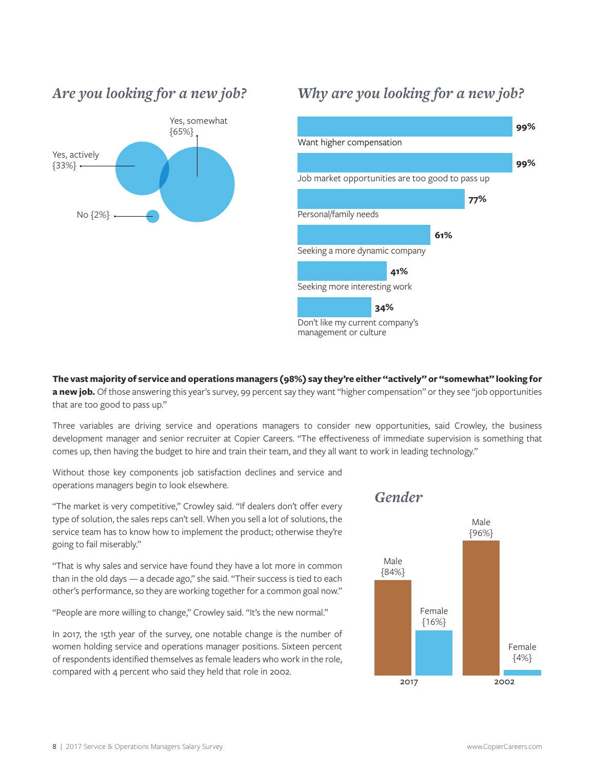### *Are you looking for a new job?*

Yes, somewhat {65%}

Yes, actively {33%}

No {2%}

### *Why are you looking for a new job?*

| Reason | Percent |
|---|---|
| Want higher compensation | 99% |
| Job market opportunities are too good to pass up | 99% |
| Personal/family needs | 77% |
| Seeking a more dynamic company | 61% |
| Seeking more interesting work | 41% |
| Don't like my current company's management or culture | 34% |

**The vast majority of service and operations managers (98%) say they're either "actively" or "somewhat" looking for a new job.** Of those answering this year's survey, 99 percent say they want "higher compensation" or they see "job opportunities that are too good to pass up."

Three variables are driving service and operations managers to consider new opportunities, said Crowley, the business development manager and senior recruiter at Copier Careers. "The effectiveness of immediate supervision is something that comes up, then having the budget to hire and train their team, and they all want to work in leading technology."

Without those key components job satisfaction declines and service and operations managers begin to look elsewhere.

"The market is very competitive," Crowley said. "If dealers don't offer every type of solution, the sales reps can't sell. When you sell a lot of solutions, the service team has to know how to implement the product; otherwise they're going to fail miserably."

"That is why sales and service have found they have a lot more in common than in the old days — a decade ago," she said. "Their success is tied to each other's performance, so they are working together for a common goal now."

"People are more willing to change," Crowley said. "It's the new normal."

In 2017, the 15th year of the survey, one notable change is the number of women holding service and operations manager positions. Sixteen percent of respondents identified themselves as female leaders who work in the role, compared with 4 percent who said they held that role in 2002.

### *Gender*

| Year | Male | Female |
|---|---|---|
| 2017 | 84% | 16% |
| 2002 | 96% | 4% |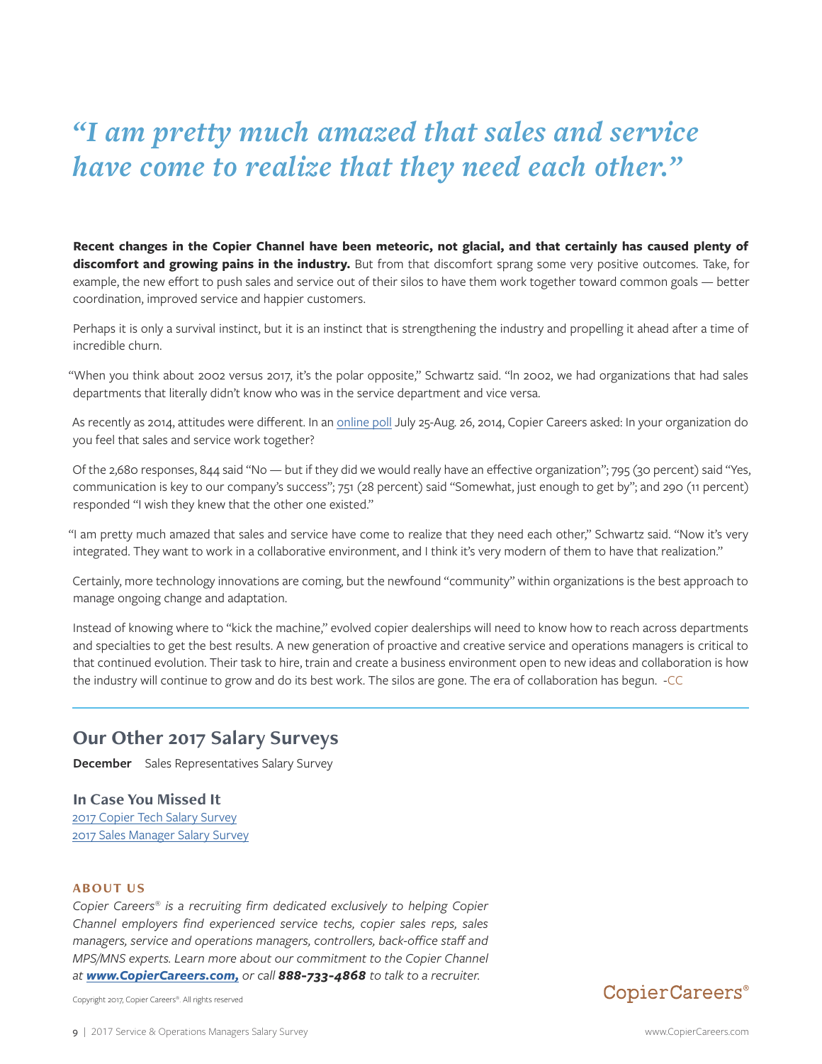# *"I am pretty much amazed that sales and service have come to realize that they need each other."*

**Recent changes in the Copier Channel have been meteoric, not glacial, and that certainly has caused plenty of discomfort and growing pains in the industry.** But from that discomfort sprang some very positive outcomes. Take, for example, the new effort to push sales and service out of their silos to have them work together toward common goals — better coordination, improved service and happier customers.

Perhaps it is only a survival instinct, but it is an instinct that is strengthening the industry and propelling it ahead after a time of incredible churn.

"When you think about 2002 versus 2017, it's the polar opposite," Schwartz said. "In 2002, we had organizations that had sales departments that literally didn't know who was in the service department and vice versa.

As recently as 2014, attitudes were different. In an [online poll](#) July 25-Aug. 26, 2014, Copier Careers asked: In your organization do you feel that sales and service work together?

Of the 2,680 responses, 844 said "No — but if they did we would really have an effective organization"; 795 (30 percent) said "Yes, communication is key to our company's success"; 751 (28 percent) said "Somewhat, just enough to get by"; and 290 (11 percent) responded "I wish they knew that the other one existed."

"I am pretty much amazed that sales and service have come to realize that they need each other," Schwartz said. "Now it's very integrated. They want to work in a collaborative environment, and I think it's very modern of them to have that realization."

Certainly, more technology innovations are coming, but the newfound "community" within organizations is the best approach to manage ongoing change and adaptation.

Instead of knowing where to "kick the machine," evolved copier dealerships will need to know how to reach across departments and specialties to get the best results. A new generation of proactive and creative service and operations managers is critical to that continued evolution. Their task to hire, train and create a business environment open to new ideas and collaboration is how the industry will continue to grow and do its best work. The silos are gone. The era of collaboration has begun. -CC

---

## Our Other 2017 Salary Surveys

**December** Sales Representatives Salary Survey

### In Case You Missed It

[2017 Copier Tech Salary Survey](#)
[2017 Sales Manager Salary Survey](#)

#### ABOUT US

*Copier Careers® is a recruiting firm dedicated exclusively to helping Copier Channel employers find experienced service techs, copier sales reps, sales managers, service and operations managers, controllers, back-office staff and MPS/MNS experts. Learn more about our commitment to the Copier Channel at* ***[www.CopierCareers.com,](http://www.CopierCareers.com)*** *or call* ***888-733-4868*** *to talk to a recruiter.*

Copyright 2017, Copier Careers®. All rights reserved

CopierCareers®